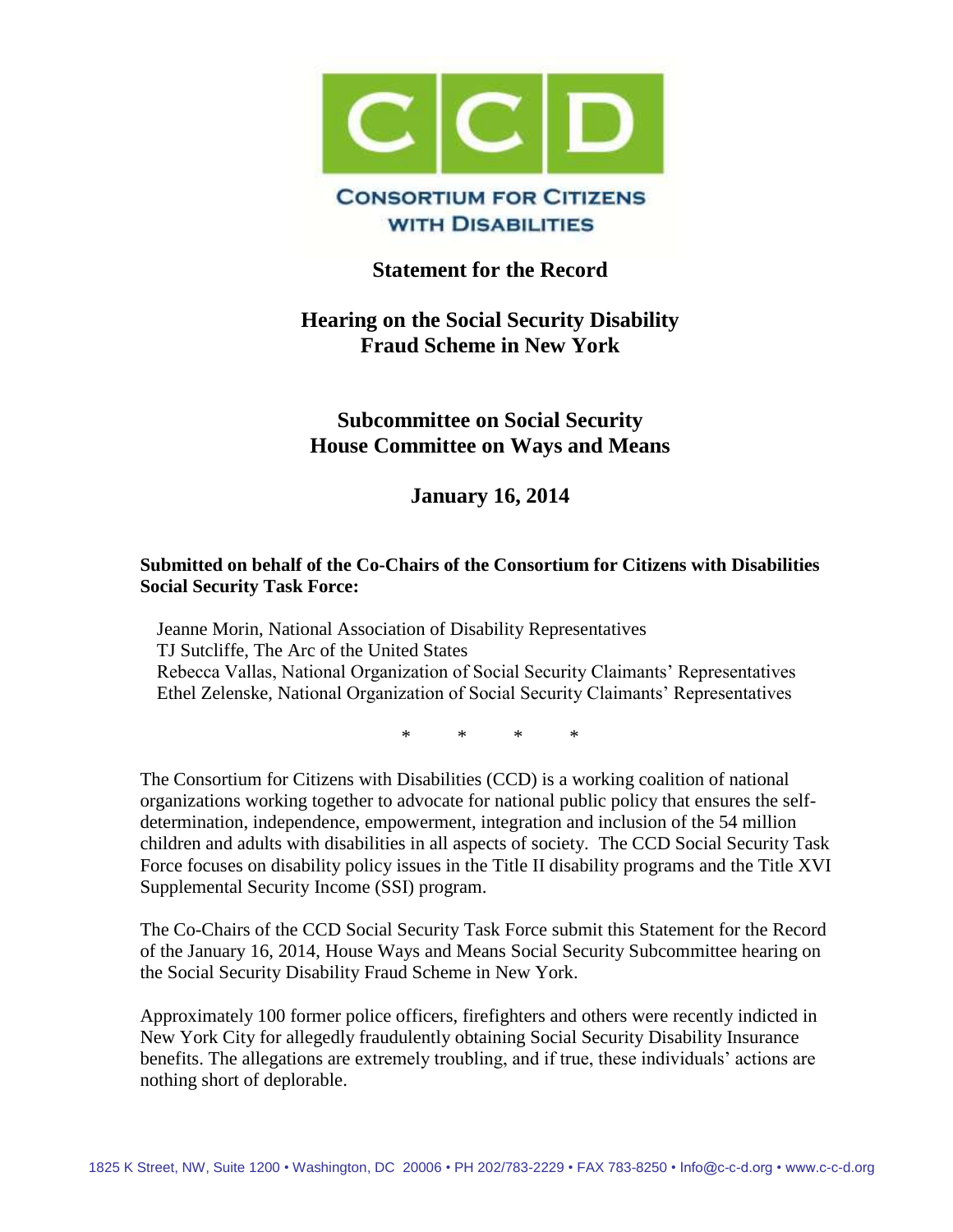# CCD

**CONSORTIUM FOR CITIZENS WITH DISABILITIES**

## Statement for the Record

## Hearing on the Social Security Disability Fraud Scheme in New York

## Subcommittee on Social Security House Committee on Ways and Means

## January 16, 2014

**Submitted on behalf of the Co-Chairs of the Consortium for Citizens with Disabilities Social Security Task Force:**

Jeanne Morin, National Association of Disability Representatives
TJ Sutcliffe, The Arc of the United States
Rebecca Vallas, National Organization of Social Security Claimants' Representatives
Ethel Zelenske, National Organization of Social Security Claimants' Representatives

\* \* \* \*

The Consortium for Citizens with Disabilities (CCD) is a working coalition of national organizations working together to advocate for national public policy that ensures the self-determination, independence, empowerment, integration and inclusion of the 54 million children and adults with disabilities in all aspects of society. The CCD Social Security Task Force focuses on disability policy issues in the Title II disability programs and the Title XVI Supplemental Security Income (SSI) program.

The Co-Chairs of the CCD Social Security Task Force submit this Statement for the Record of the January 16, 2014, House Ways and Means Social Security Subcommittee hearing on the Social Security Disability Fraud Scheme in New York.

Approximately 100 former police officers, firefighters and others were recently indicted in New York City for allegedly fraudulently obtaining Social Security Disability Insurance benefits. The allegations are extremely troubling, and if true, these individuals' actions are nothing short of deplorable.

1825 K Street, NW, Suite 1200 • Washington, DC 20006 • PH 202/783-2229 • FAX 783-8250 • Info@c-c-d.org • www.c-c-d.org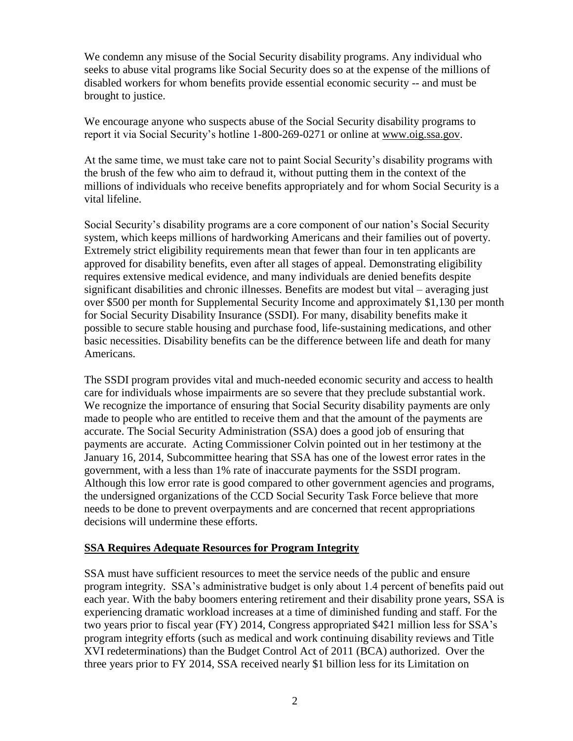We condemn any misuse of the Social Security disability programs. Any individual who seeks to abuse vital programs like Social Security does so at the expense of the millions of disabled workers for whom benefits provide essential economic security -- and must be brought to justice.

We encourage anyone who suspects abuse of the Social Security disability programs to report it via Social Security's hotline 1-800-269-0271 or online at www.oig.ssa.gov.

At the same time, we must take care not to paint Social Security's disability programs with the brush of the few who aim to defraud it, without putting them in the context of the millions of individuals who receive benefits appropriately and for whom Social Security is a vital lifeline.

Social Security's disability programs are a core component of our nation's Social Security system, which keeps millions of hardworking Americans and their families out of poverty. Extremely strict eligibility requirements mean that fewer than four in ten applicants are approved for disability benefits, even after all stages of appeal. Demonstrating eligibility requires extensive medical evidence, and many individuals are denied benefits despite significant disabilities and chronic illnesses. Benefits are modest but vital – averaging just over $500 per month for Supplemental Security Income and approximately $1,130 per month for Social Security Disability Insurance (SSDI). For many, disability benefits make it possible to secure stable housing and purchase food, life-sustaining medications, and other basic necessities. Disability benefits can be the difference between life and death for many Americans.

The SSDI program provides vital and much-needed economic security and access to health care for individuals whose impairments are so severe that they preclude substantial work. We recognize the importance of ensuring that Social Security disability payments are only made to people who are entitled to receive them and that the amount of the payments are accurate. The Social Security Administration (SSA) does a good job of ensuring that payments are accurate. Acting Commissioner Colvin pointed out in her testimony at the January 16, 2014, Subcommittee hearing that SSA has one of the lowest error rates in the government, with a less than 1% rate of inaccurate payments for the SSDI program. Although this low error rate is good compared to other government agencies and programs, the undersigned organizations of the CCD Social Security Task Force believe that more needs to be done to prevent overpayments and are concerned that recent appropriations decisions will undermine these efforts.

## SSA Requires Adequate Resources for Program Integrity

SSA must have sufficient resources to meet the service needs of the public and ensure program integrity. SSA's administrative budget is only about 1.4 percent of benefits paid out each year. With the baby boomers entering retirement and their disability prone years, SSA is experiencing dramatic workload increases at a time of diminished funding and staff. For the two years prior to fiscal year (FY) 2014, Congress appropriated $421 million less for SSA's program integrity efforts (such as medical and work continuing disability reviews and Title XVI redeterminations) than the Budget Control Act of 2011 (BCA) authorized. Over the three years prior to FY 2014, SSA received nearly $1 billion less for its Limitation on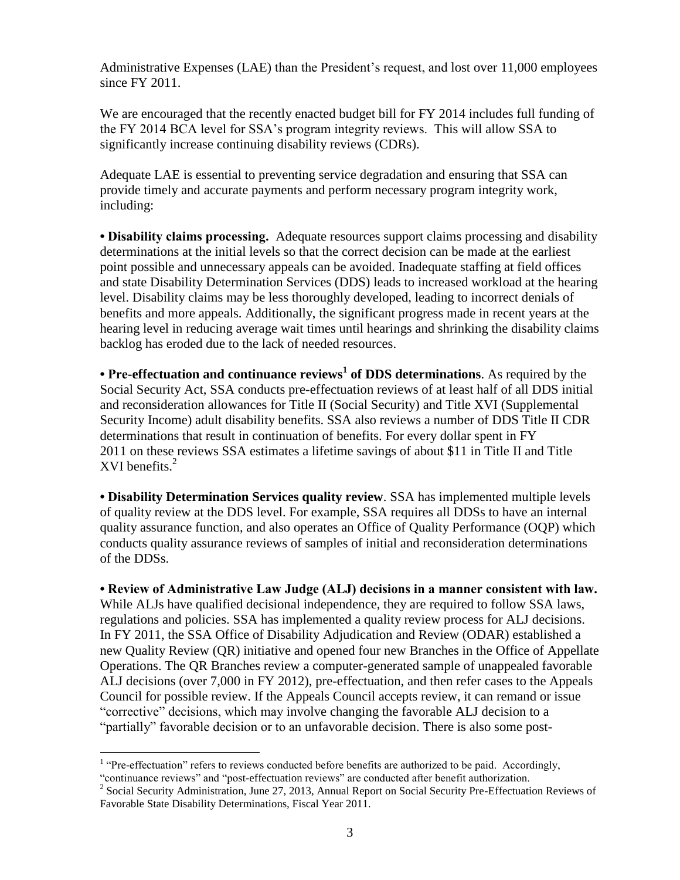Administrative Expenses (LAE) than the President's request, and lost over 11,000 employees since FY 2011.

We are encouraged that the recently enacted budget bill for FY 2014 includes full funding of the FY 2014 BCA level for SSA's program integrity reviews. This will allow SSA to significantly increase continuing disability reviews (CDRs).

Adequate LAE is essential to preventing service degradation and ensuring that SSA can provide timely and accurate payments and perform necessary program integrity work, including:

**• Disability claims processing.** Adequate resources support claims processing and disability determinations at the initial levels so that the correct decision can be made at the earliest point possible and unnecessary appeals can be avoided. Inadequate staffing at field offices and state Disability Determination Services (DDS) leads to increased workload at the hearing level. Disability claims may be less thoroughly developed, leading to incorrect denials of benefits and more appeals. Additionally, the significant progress made in recent years at the hearing level in reducing average wait times until hearings and shrinking the disability claims backlog has eroded due to the lack of needed resources.

**• Pre-effectuation and continuance reviews[1] of DDS determinations**. As required by the Social Security Act, SSA conducts pre-effectuation reviews of at least half of all DDS initial and reconsideration allowances for Title II (Social Security) and Title XVI (Supplemental Security Income) adult disability benefits. SSA also reviews a number of DDS Title II CDR determinations that result in continuation of benefits. For every dollar spent in FY 2011 on these reviews SSA estimates a lifetime savings of about $11 in Title II and Title XVI benefits.[2]

**• Disability Determination Services quality review**. SSA has implemented multiple levels of quality review at the DDS level. For example, SSA requires all DDSs to have an internal quality assurance function, and also operates an Office of Quality Performance (OQP) which conducts quality assurance reviews of samples of initial and reconsideration determinations of the DDSs.

**• Review of Administrative Law Judge (ALJ) decisions in a manner consistent with law.** While ALJs have qualified decisional independence, they are required to follow SSA laws, regulations and policies. SSA has implemented a quality review process for ALJ decisions. In FY 2011, the SSA Office of Disability Adjudication and Review (ODAR) established a new Quality Review (QR) initiative and opened four new Branches in the Office of Appellate Operations. The QR Branches review a computer-generated sample of unappealed favorable ALJ decisions (over 7,000 in FY 2012), pre-effectuation, and then refer cases to the Appeals Council for possible review. If the Appeals Council accepts review, it can remand or issue "corrective" decisions, which may involve changing the favorable ALJ decision to a "partially" favorable decision or to an unfavorable decision. There is also some post-

---

[1] "Pre-effectuation" refers to reviews conducted before benefits are authorized to be paid. Accordingly, "continuance reviews" and "post-effectuation reviews" are conducted after benefit authorization.

[2] Social Security Administration, June 27, 2013, Annual Report on Social Security Pre-Effectuation Reviews of Favorable State Disability Determinations, Fiscal Year 2011.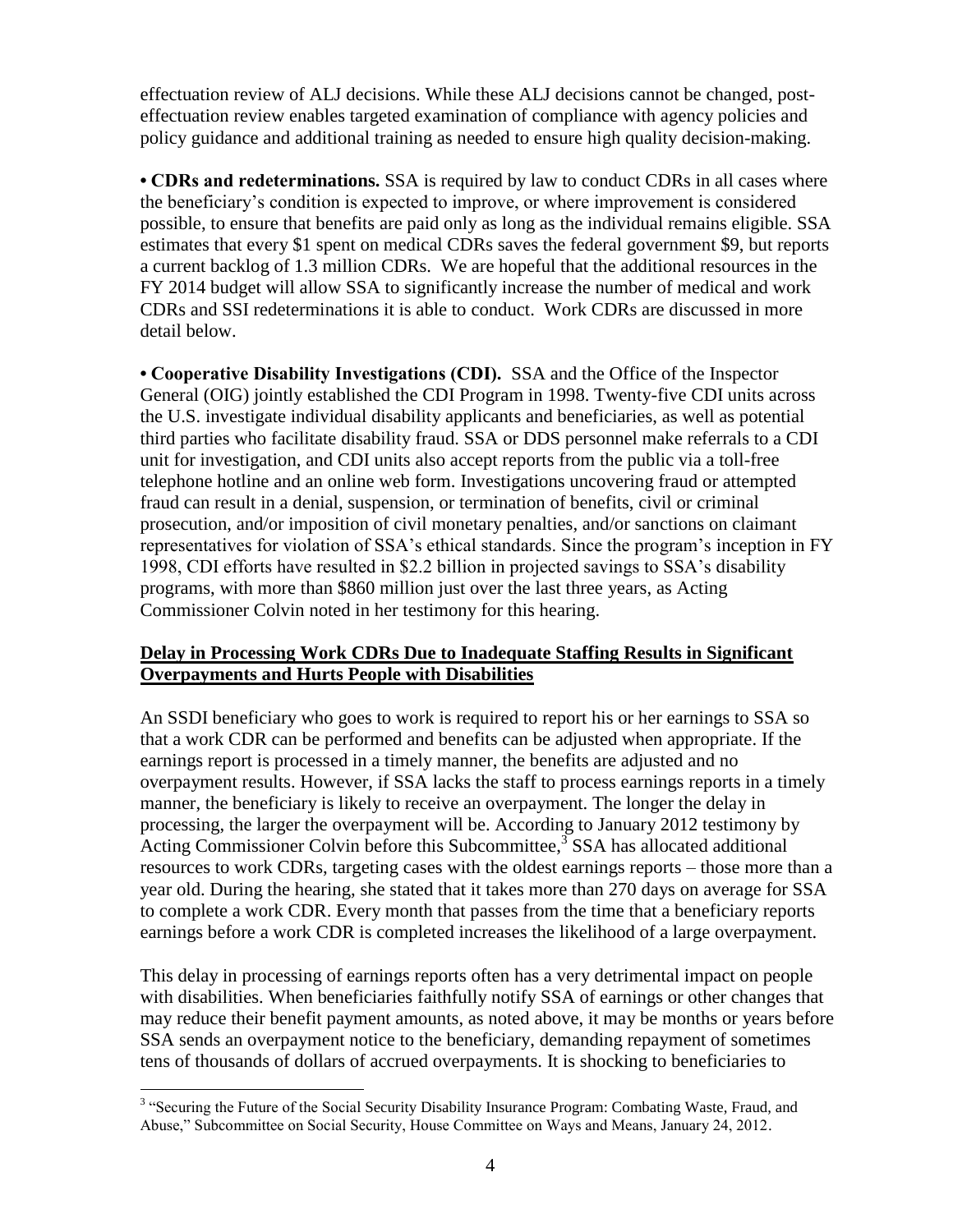effectuation review of ALJ decisions. While these ALJ decisions cannot be changed, post-effectuation review enables targeted examination of compliance with agency policies and policy guidance and additional training as needed to ensure high quality decision-making.

• **CDRs and redeterminations.** SSA is required by law to conduct CDRs in all cases where the beneficiary's condition is expected to improve, or where improvement is considered possible, to ensure that benefits are paid only as long as the individual remains eligible. SSA estimates that every $1 spent on medical CDRs saves the federal government $9, but reports a current backlog of 1.3 million CDRs. We are hopeful that the additional resources in the FY 2014 budget will allow SSA to significantly increase the number of medical and work CDRs and SSI redeterminations it is able to conduct. Work CDRs are discussed in more detail below.

• **Cooperative Disability Investigations (CDI).** SSA and the Office of the Inspector General (OIG) jointly established the CDI Program in 1998. Twenty-five CDI units across the U.S. investigate individual disability applicants and beneficiaries, as well as potential third parties who facilitate disability fraud. SSA or DDS personnel make referrals to a CDI unit for investigation, and CDI units also accept reports from the public via a toll-free telephone hotline and an online web form. Investigations uncovering fraud or attempted fraud can result in a denial, suspension, or termination of benefits, civil or criminal prosecution, and/or imposition of civil monetary penalties, and/or sanctions on claimant representatives for violation of SSA's ethical standards. Since the program's inception in FY 1998, CDI efforts have resulted in $2.2 billion in projected savings to SSA's disability programs, with more than $860 million just over the last three years, as Acting Commissioner Colvin noted in her testimony for this hearing.

**<u>Delay in Processing Work CDRs Due to Inadequate Staffing Results in Significant Overpayments and Hurts People with Disabilities</u>**

An SSDI beneficiary who goes to work is required to report his or her earnings to SSA so that a work CDR can be performed and benefits can be adjusted when appropriate. If the earnings report is processed in a timely manner, the benefits are adjusted and no overpayment results. However, if SSA lacks the staff to process earnings reports in a timely manner, the beneficiary is likely to receive an overpayment. The longer the delay in processing, the larger the overpayment will be. According to January 2012 testimony by Acting Commissioner Colvin before this Subcommittee,[3] SSA has allocated additional resources to work CDRs, targeting cases with the oldest earnings reports – those more than a year old. During the hearing, she stated that it takes more than 270 days on average for SSA to complete a work CDR. Every month that passes from the time that a beneficiary reports earnings before a work CDR is completed increases the likelihood of a large overpayment.

This delay in processing of earnings reports often has a very detrimental impact on people with disabilities. When beneficiaries faithfully notify SSA of earnings or other changes that may reduce their benefit payment amounts, as noted above, it may be months or years before SSA sends an overpayment notice to the beneficiary, demanding repayment of sometimes tens of thousands of dollars of accrued overpayments. It is shocking to beneficiaries to

---

[3] "Securing the Future of the Social Security Disability Insurance Program: Combating Waste, Fraud, and Abuse," Subcommittee on Social Security, House Committee on Ways and Means, January 24, 2012.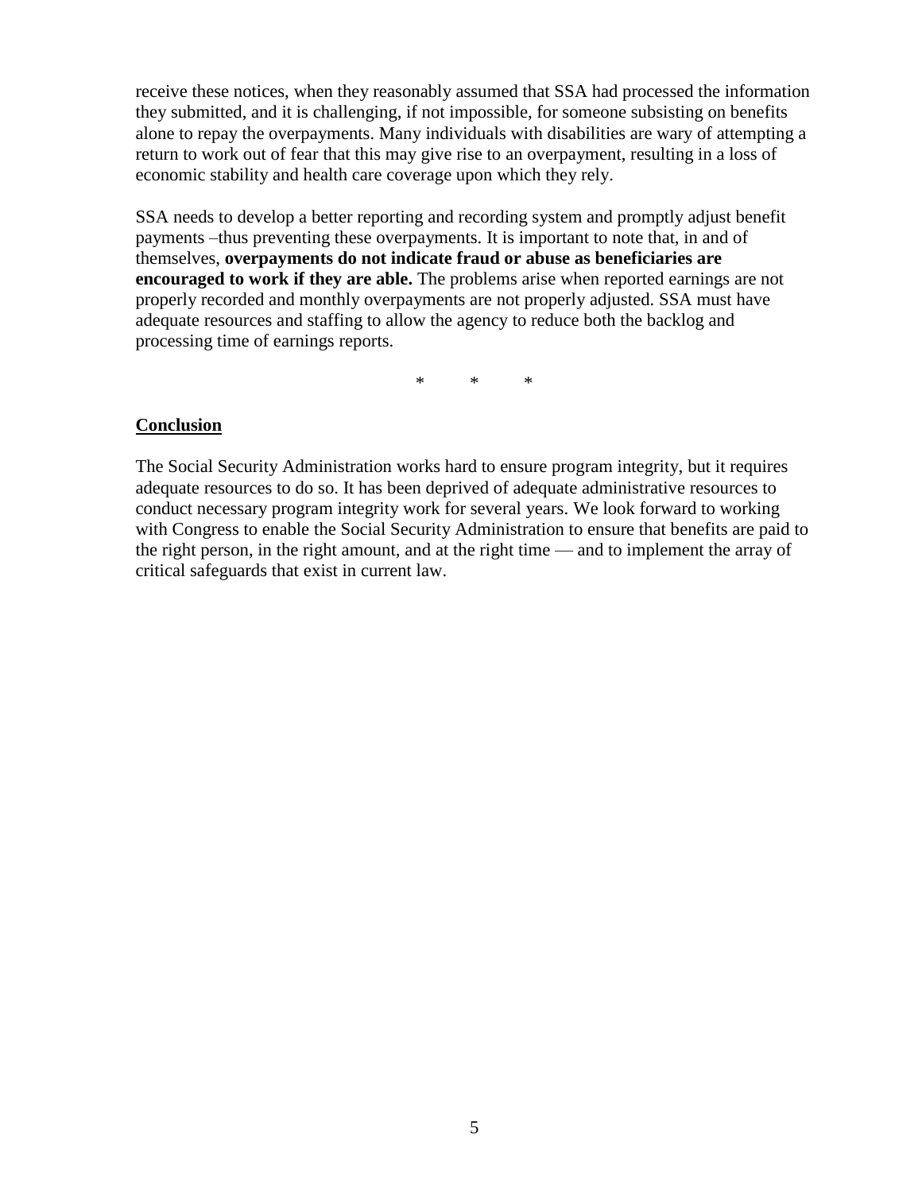receive these notices, when they reasonably assumed that SSA had processed the information they submitted, and it is challenging, if not impossible, for someone subsisting on benefits alone to repay the overpayments. Many individuals with disabilities are wary of attempting a return to work out of fear that this may give rise to an overpayment, resulting in a loss of economic stability and health care coverage upon which they rely.

SSA needs to develop a better reporting and recording system and promptly adjust benefit payments –thus preventing these overpayments. It is important to note that, in and of themselves, **overpayments do not indicate fraud or abuse as beneficiaries are encouraged to work if they are able.** The problems arise when reported earnings are not properly recorded and monthly overpayments are not properly adjusted. SSA must have adequate resources and staffing to allow the agency to reduce both the backlog and processing time of earnings reports.

\* \* \*

## Conclusion

The Social Security Administration works hard to ensure program integrity, but it requires adequate resources to do so. It has been deprived of adequate administrative resources to conduct necessary program integrity work for several years. We look forward to working with Congress to enable the Social Security Administration to ensure that benefits are paid to the right person, in the right amount, and at the right time — and to implement the array of critical safeguards that exist in current law.